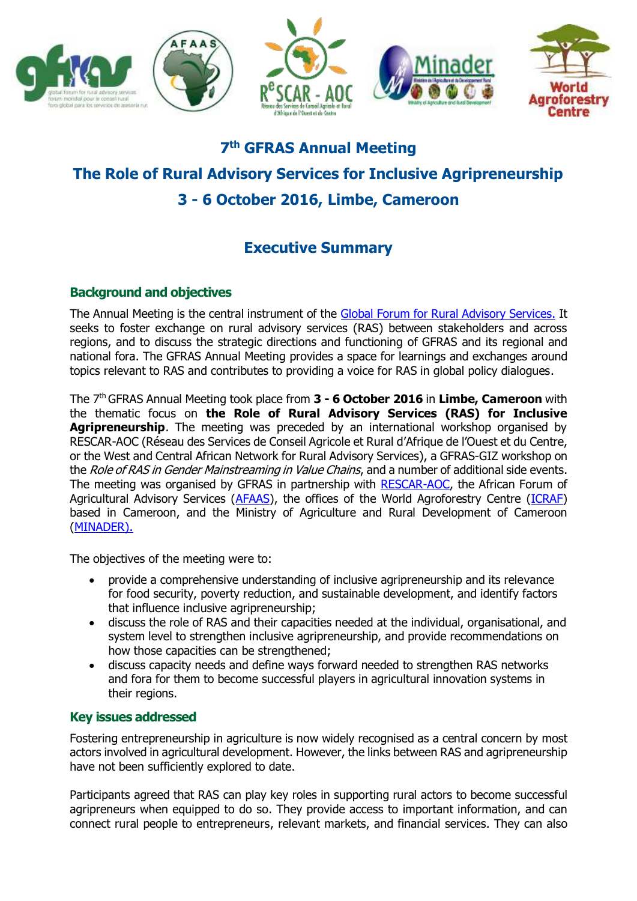# 7th GFRAS Annual Meeting

# The Role of Rural Advisory Services for Inclusive Agripreneurship

# 3 - 6 October 2016, Limbe, Cameroon

## Executive Summary

### Background and objectives

The Annual Meeting is the central instrument of the Global Forum for Rural Advisory Services. It seeks to foster exchange on rural advisory services (RAS) between stakeholders and across regions, and to discuss the strategic directions and functioning of GFRAS and its regional and national fora. The GFRAS Annual Meeting provides a space for learnings and exchanges around topics relevant to RAS and contributes to providing a voice for RAS in global policy dialogues.

The 7th GFRAS Annual Meeting took place from **3 - 6 October 2016** in **Limbe, Cameroon** with the thematic focus on **the Role of Rural Advisory Services (RAS) for Inclusive Agripreneurship**. The meeting was preceded by an international workshop organised by RESCAR-AOC (Réseau des Services de Conseil Agricole et Rural d'Afrique de l'Ouest et du Centre, or the West and Central African Network for Rural Advisory Services), a GFRAS-GIZ workshop on the *Role of RAS in Gender Mainstreaming in Value Chains*, and a number of additional side events. The meeting was organised by GFRAS in partnership with RESCAR-AOC, the African Forum of Agricultural Advisory Services (AFAAS), the offices of the World Agroforestry Centre (ICRAF) based in Cameroon, and the Ministry of Agriculture and Rural Development of Cameroon (MINADER).

The objectives of the meeting were to:

- provide a comprehensive understanding of inclusive agripreneurship and its relevance for food security, poverty reduction, and sustainable development, and identify factors that influence inclusive agripreneurship;
- discuss the role of RAS and their capacities needed at the individual, organisational, and system level to strengthen inclusive agripreneurship, and provide recommendations on how those capacities can be strengthened;
- discuss capacity needs and define ways forward needed to strengthen RAS networks and fora for them to become successful players in agricultural innovation systems in their regions.

### Key issues addressed

Fostering entrepreneurship in agriculture is now widely recognised as a central concern by most actors involved in agricultural development. However, the links between RAS and agripreneurship have not been sufficiently explored to date.

Participants agreed that RAS can play key roles in supporting rural actors to become successful agripreneurs when equipped to do so. They provide access to important information, and can connect rural people to entrepreneurs, relevant markets, and financial services. They can also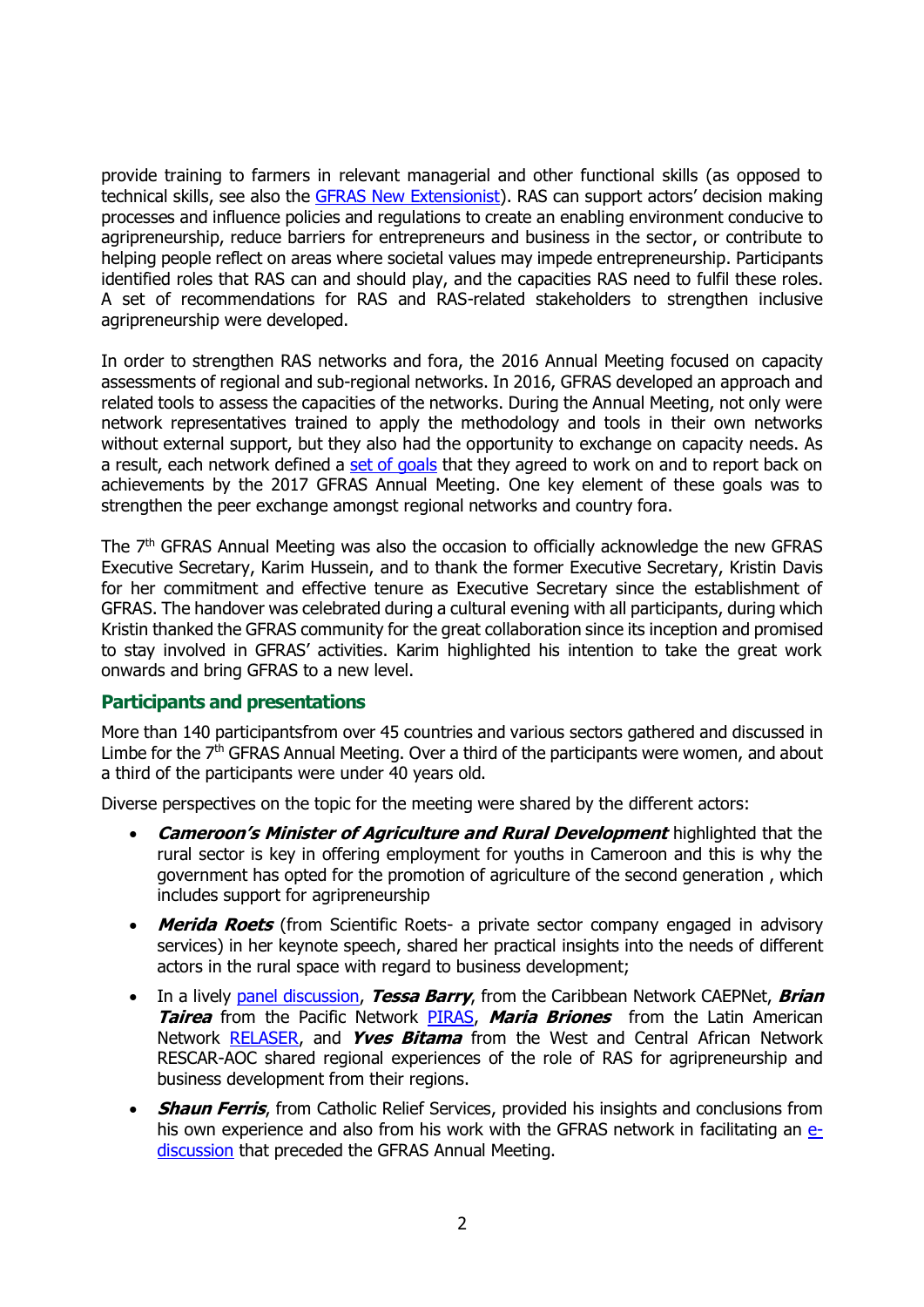provide training to farmers in relevant managerial and other functional skills (as opposed to technical skills, see also the GFRAS New Extensionist). RAS can support actors' decision making processes and influence policies and regulations to create an enabling environment conducive to agripreneurship, reduce barriers for entrepreneurs and business in the sector, or contribute to helping people reflect on areas where societal values may impede entrepreneurship. Participants identified roles that RAS can and should play, and the capacities RAS need to fulfil these roles. A set of recommendations for RAS and RAS-related stakeholders to strengthen inclusive agripreneurship were developed.

In order to strengthen RAS networks and fora, the 2016 Annual Meeting focused on capacity assessments of regional and sub-regional networks. In 2016, GFRAS developed an approach and related tools to assess the capacities of the networks. During the Annual Meeting, not only were network representatives trained to apply the methodology and tools in their own networks without external support, but they also had the opportunity to exchange on capacity needs. As a result, each network defined a set of goals that they agreed to work on and to report back on achievements by the 2017 GFRAS Annual Meeting. One key element of these goals was to strengthen the peer exchange amongst regional networks and country fora.

The 7th GFRAS Annual Meeting was also the occasion to officially acknowledge the new GFRAS Executive Secretary, Karim Hussein, and to thank the former Executive Secretary, Kristin Davis for her commitment and effective tenure as Executive Secretary since the establishment of GFRAS. The handover was celebrated during a cultural evening with all participants, during which Kristin thanked the GFRAS community for the great collaboration since its inception and promised to stay involved in GFRAS' activities. Karim highlighted his intention to take the great work onwards and bring GFRAS to a new level.

## Participants and presentations

More than 140 participantsfrom over 45 countries and various sectors gathered and discussed in Limbe for the 7th GFRAS Annual Meeting. Over a third of the participants were women, and about a third of the participants were under 40 years old.

Diverse perspectives on the topic for the meeting were shared by the different actors:

- ***Cameroon's Minister of Agriculture and Rural Development*** highlighted that the rural sector is key in offering employment for youths in Cameroon and this is why the government has opted for the promotion of agriculture of the second generation , which includes support for agripreneurship
- ***Merida Roets*** (from Scientific Roets- a private sector company engaged in advisory services) in her keynote speech, shared her practical insights into the needs of different actors in the rural space with regard to business development;
- In a lively panel discussion, ***Tessa Barry***, from the Caribbean Network CAEPNet, ***Brian Tairea*** from the Pacific Network PIRAS, ***Maria Briones*** from the Latin American Network RELASER, and ***Yves Bitama*** from the West and Central African Network RESCAR-AOC shared regional experiences of the role of RAS for agripreneurship and business development from their regions.
- ***Shaun Ferris***, from Catholic Relief Services, provided his insights and conclusions from his own experience and also from his work with the GFRAS network in facilitating an e-discussion that preceded the GFRAS Annual Meeting.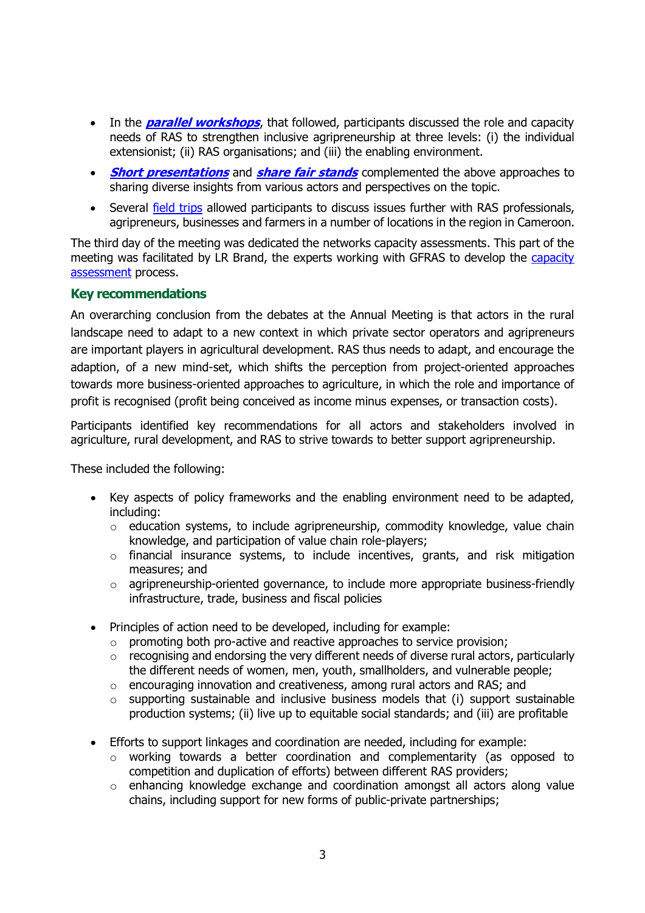- In the ***parallel workshops***, that followed, participants discussed the role and capacity needs of RAS to strengthen inclusive agripreneurship at three levels: (i) the individual extensionist; (ii) RAS organisations; and (iii) the enabling environment.
- ***Short presentations*** and ***share fair stands*** complemented the above approaches to sharing diverse insights from various actors and perspectives on the topic.
- Several field trips allowed participants to discuss issues further with RAS professionals, agripreneurs, businesses and farmers in a number of locations in the region in Cameroon.

The third day of the meeting was dedicated the networks capacity assessments. This part of the meeting was facilitated by LR Brand, the experts working with GFRAS to develop the capacity assessment process.

## Key recommendations

An overarching conclusion from the debates at the Annual Meeting is that actors in the rural landscape need to adapt to a new context in which private sector operators and agripreneurs are important players in agricultural development. RAS thus needs to adapt, and encourage the adaption, of a new mind-set, which shifts the perception from project-oriented approaches towards more business-oriented approaches to agriculture, in which the role and importance of profit is recognised (profit being conceived as income minus expenses, or transaction costs).

Participants identified key recommendations for all actors and stakeholders involved in agriculture, rural development, and RAS to strive towards to better support agripreneurship.

These included the following:

- Key aspects of policy frameworks and the enabling environment need to be adapted, including:
  - education systems, to include agripreneurship, commodity knowledge, value chain knowledge, and participation of value chain role-players;
  - financial insurance systems, to include incentives, grants, and risk mitigation measures; and
  - agripreneurship-oriented governance, to include more appropriate business-friendly infrastructure, trade, business and fiscal policies

- Principles of action need to be developed, including for example:
  - promoting both pro-active and reactive approaches to service provision;
  - recognising and endorsing the very different needs of diverse rural actors, particularly the different needs of women, men, youth, smallholders, and vulnerable people;
  - encouraging innovation and creativeness, among rural actors and RAS; and
  - supporting sustainable and inclusive business models that (i) support sustainable production systems; (ii) live up to equitable social standards; and (iii) are profitable

- Efforts to support linkages and coordination are needed, including for example:
  - working towards a better coordination and complementarity (as opposed to competition and duplication of efforts) between different RAS providers;
  - enhancing knowledge exchange and coordination amongst all actors along value chains, including support for new forms of public-private partnerships;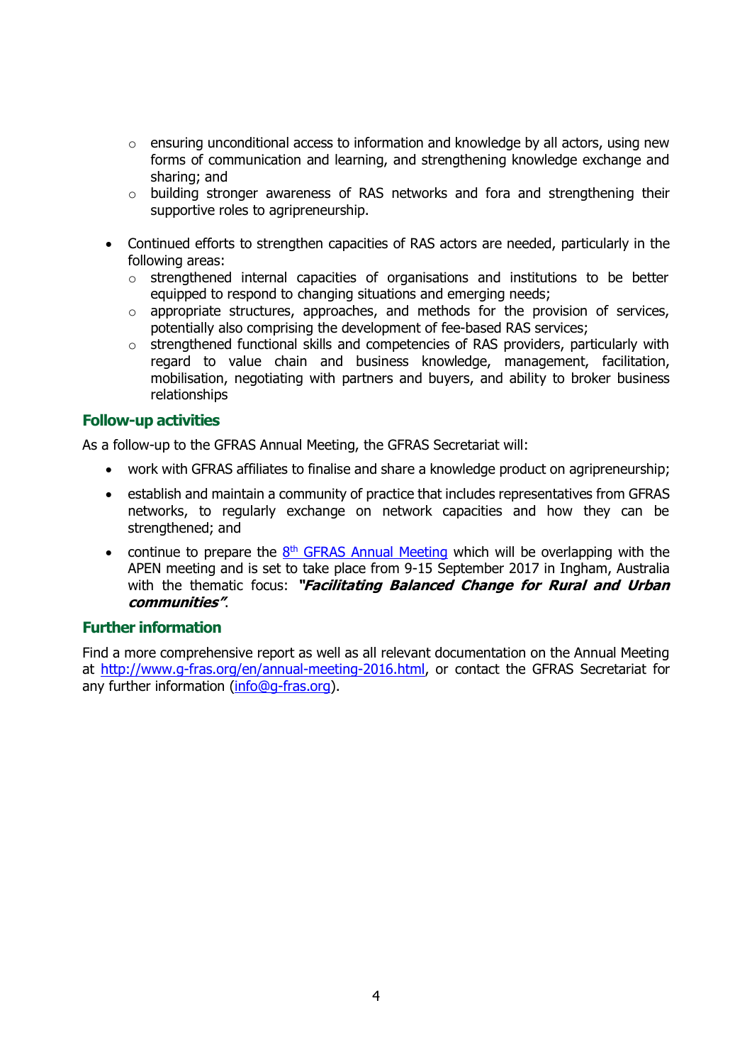- ensuring unconditional access to information and knowledge by all actors, using new forms of communication and learning, and strengthening knowledge exchange and sharing; and
  - building stronger awareness of RAS networks and fora and strengthening their supportive roles to agripreneurship.

- Continued efforts to strengthen capacities of RAS actors are needed, particularly in the following areas:
  - strengthened internal capacities of organisations and institutions to be better equipped to respond to changing situations and emerging needs;
  - appropriate structures, approaches, and methods for the provision of services, potentially also comprising the development of fee-based RAS services;
  - strengthened functional skills and competencies of RAS providers, particularly with regard to value chain and business knowledge, management, facilitation, mobilisation, negotiating with partners and buyers, and ability to broker business relationships

## Follow-up activities

As a follow-up to the GFRAS Annual Meeting, the GFRAS Secretariat will:

- work with GFRAS affiliates to finalise and share a knowledge product on agripreneurship;
- establish and maintain a community of practice that includes representatives from GFRAS networks, to regularly exchange on network capacities and how they can be strengthened; and
- continue to prepare the 8th GFRAS Annual Meeting which will be overlapping with the APEN meeting and is set to take place from 9-15 September 2017 in Ingham, Australia with the thematic focus: ***"Facilitating Balanced Change for Rural and Urban communities"***.

## Further information

Find a more comprehensive report as well as all relevant documentation on the Annual Meeting at http://www.g-fras.org/en/annual-meeting-2016.html, or contact the GFRAS Secretariat for any further information (info@g-fras.org).